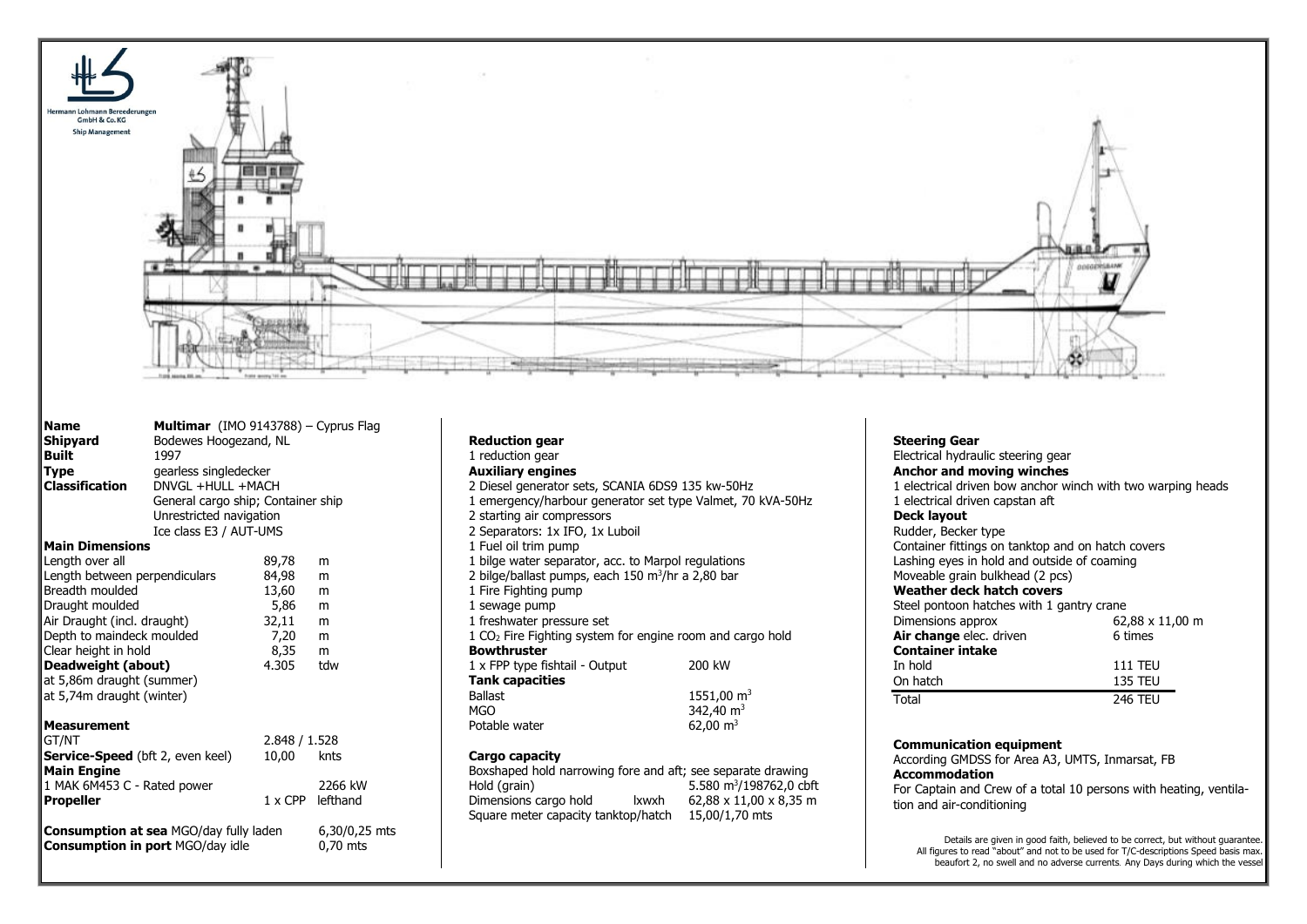Hermann Lohmann Bereederungen GmbH & Co. KG
Ship Management

| **Name** | **Multimar** (IMO 9143788) – Cyprus Flag | |
|---|---|---|
| **Shipyard** | Bodewes Hoogezand, NL | |
| **Built** | 1997 | |
| **Type** | gearless singledecker | |
| **Classification** | DNVGL +HULL +MACH | |
| | General cargo ship; Container ship | |
| | Unrestricted navigation | |
| | Ice class E3 / AUT-UMS | |

**Main Dimensions**

| | | |
|---|---|---|
| Length over all | 89,78 | m |
| Length between perpendiculars | 84,98 | m |
| Breadth moulded | 13,60 | m |
| Draught moulded | 5,86 | m |
| Air Draught (incl. draught) | 32,11 | m |
| Depth to maindeck moulded | 7,20 | m |
| Clear height in hold | 8,35 | m |
| **Deadweight (about)** | 4.305 | tdw |
| at 5,86m draught (summer) | | |
| at 5,74m draught (winter) | | |

**Measurement**

| | | |
|---|---|---|
| GT/NT | 2.848 / 1.528 | |
| **Service-Speed** (bft 2, even keel) | 10,00 | knts |
| **Main Engine** | | |
| 1 MAK 6M453 C - Rated power | | 2266 kW |
| **Propeller** | 1 x CPP | lefthand |

| | |
|---|---|
| **Consumption at sea** MGO/day fully laden | 6,30/0,25 mts |
| **Consumption in port** MGO/day idle | 0,70 mts |

**Reduction gear**
1 reduction gear

**Auxiliary engines**
2 Diesel generator sets, SCANIA 6DS9 135 kw-50Hz
1 emergency/harbour generator set type Valmet, 70 kVA-50Hz
2 starting air compressors
2 Separators: 1x IFO, 1x Luboil
1 Fuel oil trim pump
1 bilge water separator, acc. to Marpol regulations
2 bilge/ballast pumps, each 150 m³/hr a 2,80 bar
1 Fire Fighting pump
1 sewage pump
1 freshwater pressure set
1 $CO_2$ Fire Fighting system for engine room and cargo hold

**Bowthruster**

| | |
|---|---|
| 1 x FPP type fishtail - Output | 200 kW |

**Tank capacities**

| | |
|---|---|
| Ballast | 1551,00 m³ |
| MGO | 342,40 m³ |
| Potable water | 62,00 m³ |

**Cargo capacity**
Boxshaped hold narrowing fore and aft; see separate drawing

| | | |
|---|---|---|
| Hold (grain) | | 5.580 m³/198762,0 cbft |
| Dimensions cargo hold | lxwxh | 62,88 x 11,00 x 8,35 m |
| Square meter capacity tanktop/hatch | | 15,00/1,70 mts |

**Steering Gear**
Electrical hydraulic steering gear

**Anchor and moving winches**
1 electrical driven bow anchor winch with two warping heads
1 electrical driven capstan aft

**Deck layout**
Rudder, Becker type
Container fittings on tanktop and on hatch covers
Lashing eyes in hold and outside of coaming
Moveable grain bulkhead (2 pcs)

**Weather deck hatch covers**
Steel pontoon hatches with 1 gantry crane

| | |
|---|---|
| Dimensions approx | 62,88 x 11,00 m |
| **Air change** elec. driven | 6 times |
| **Container intake** | |
| In hold | 111 TEU |
| On hatch | 135 TEU |
| Total | 246 TEU |

**Communication equipment**
According GMDSS for Area A3, UMTS, Inmarsat, FB

**Accommodation**
For Captain and Crew of a total 10 persons with heating, ventilation and air-conditioning

Details are given in good faith, believed to be correct, but without guarantee. All figures to read "about" and not to be used for T/C-descriptions Speed basis max. beaufort 2, no swell and no adverse currents. Any Days during which the vessel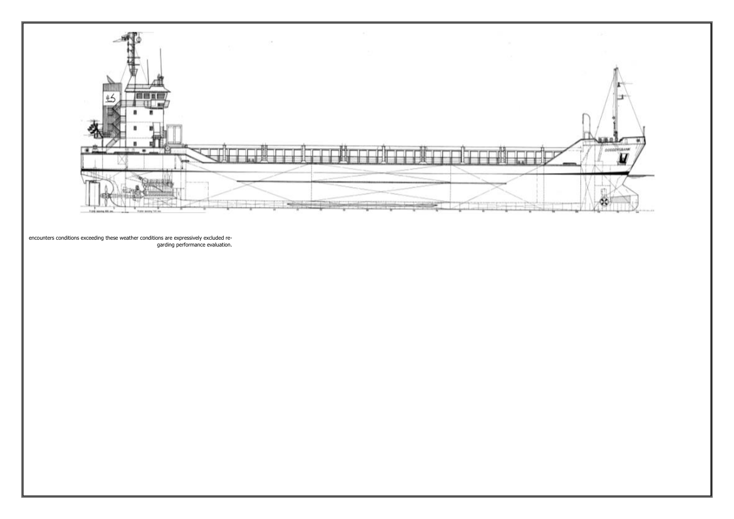encounters conditions exceeding these weather conditions are expressively excluded regarding performance evaluation.